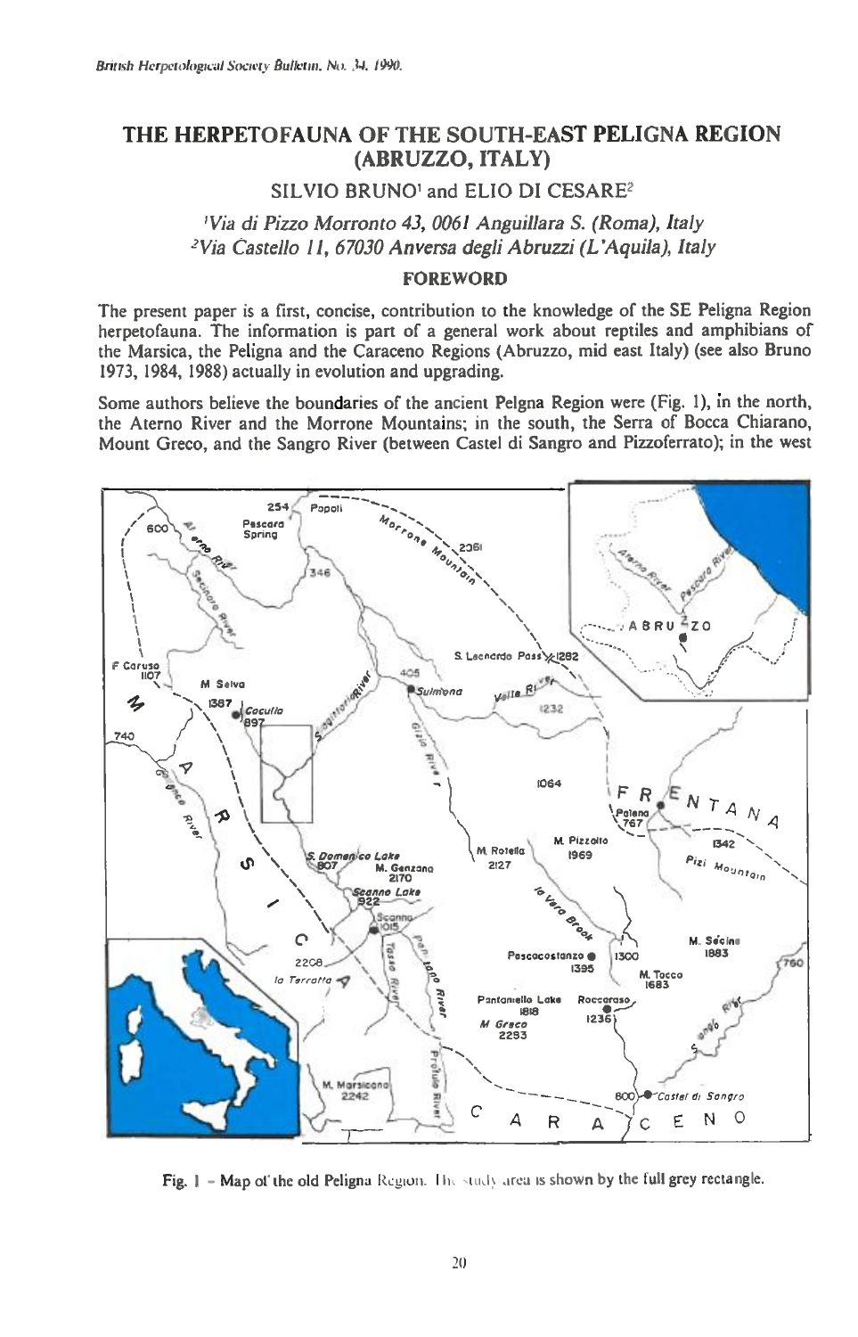# THE HERPETOFAUNA OF THE SOUTH-EAST PELIGNA REGION (ABRUZZO, ITALY)

SILVIO BRUNO[1] and ELIO DI CESARE[2]

*[1]Via di Pizzo Morronto 43, 0061 Anguillara S. (Roma), Italy*
*[2]Via Castello 11, 67030 Anversa degli Abruzzi (L'Aquila), Italy*

## FOREWORD

The present paper is a first, concise, contribution to the knowledge of the SE Peligna Region herpetofauna. The information is part of a general work about reptiles and amphibians of the Marsica, the Peligna and the Caraceno Regions (Abruzzo, mid east Italy) (see also Bruno 1973, 1984, 1988) actually in evolution and upgrading.

Some authors believe the boundaries of the ancient Pelgna Region were (Fig. 1), in the north, the Aterno River and the Morrone Mountains; in the south, the Serra of Bocca Chiarano, Mount Greco, and the Sangro River (between Castel di Sangro and Pizzoferrato); in the west

Fig. 1 – Map of the old Peligna Region. The study area is shown by the full grey rectangle.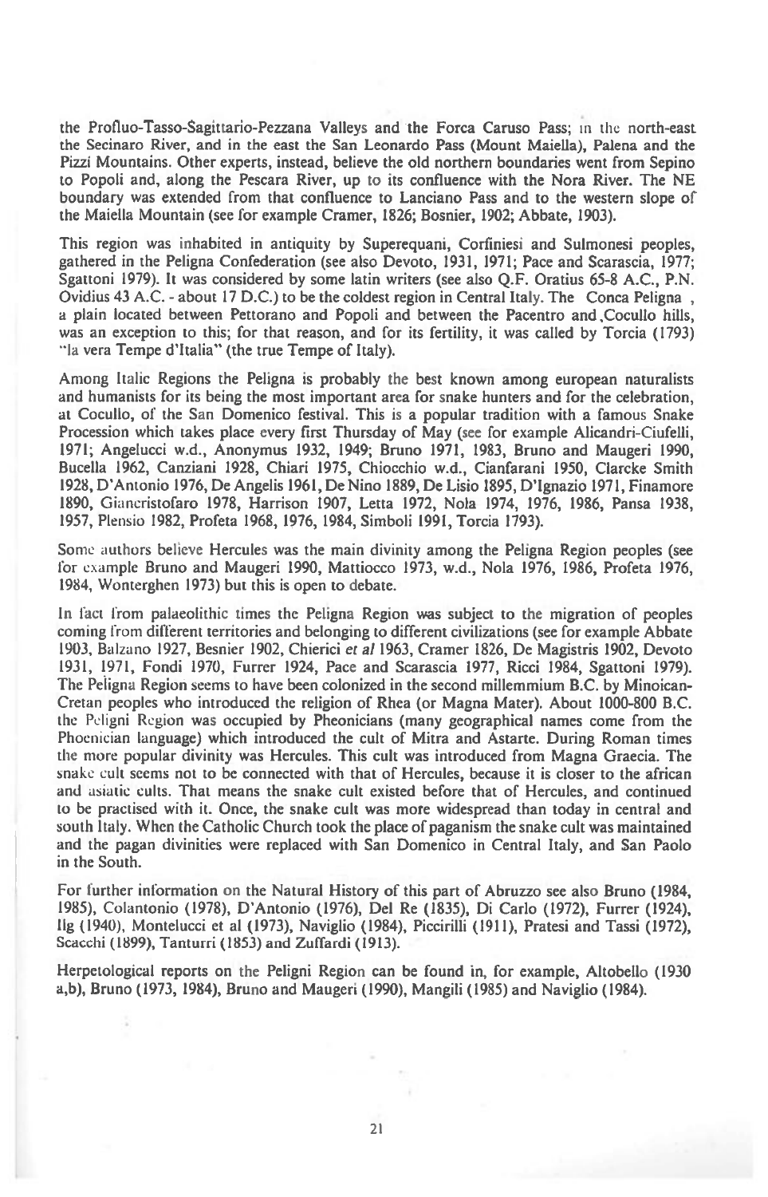the Profluo-Tasso-Sagittario-Pezzana Valleys and the Forca Caruso Pass; in the north-east the Secinaro River, and in the east the San Leonardo Pass (Mount Maiella), Palena and the Pizzi Mountains. Other experts, instead, believe the old northern boundaries went from Sepino to Popoli and, along the Pescara River, up to its confluence with the Nora River. The NE boundary was extended from that confluence to Lanciano Pass and to the western slope of the Maiella Mountain (see for example Cramer, 1826; Bosnier, 1902; Abbate, 1903).

This region was inhabited in antiquity by Superequani, Corfiniesi and Sulmonesi peoples, gathered in the Peligna Confederation (see also Devoto, 1931, 1971; Pace and Scarascia, 1977; Sgattoni 1979). It was considered by some latin writers (see also Q.F. Oratius 65-8 A.C., P.N. Ovidius 43 A.C. - about 17 D.C.) to be the coldest region in Central Italy. The Conca Peligna , a plain located between Pettorano and Popoli and between the Pacentro and Cocullo hills, was an exception to this; for that reason, and for its fertility, it was called by Torcia (1793) "la vera Tempe d'Italia" (the true Tempe of Italy).

Among Italic Regions the Peligna is probably the best known among european naturalists and humanists for its being the most important area for snake hunters and for the celebration, at Cocullo, of the San Domenico festival. This is a popular tradition with a famous Snake Procession which takes place every first Thursday of May (see for example Alicandri-Ciufelli, 1971; Angelucci w.d., Anonymus 1932, 1949; Bruno 1971, 1983, Bruno and Maugeri 1990, Bucella 1962, Canziani 1928, Chiari 1975, Chiocchio w.d., Cianfarani 1950, Clarcke Smith 1928, D'Antonio 1976, De Angelis 1961, De Nino 1889, De Lisio 1895, D'Ignazio 1971, Finamore 1890, Giancristofaro 1978, Harrison 1907, Letta 1972, Nola 1974, 1976, 1986, Pansa 1938, 1957, Plensio 1982, Profeta 1968, 1976, 1984, Simboli 1991, Torcia 1793).

Some authors believe Hercules was the main divinity among the Peligna Region peoples (see for example Bruno and Maugeri 1990, Mattiocco 1973, w.d., Nola 1976, 1986, Profeta 1976, 1984, Wonterghen 1973) but this is open to debate.

In fact from palaeolithic times the Peligna Region was subject to the migration of peoples coming from different territories and belonging to different civilizations (see for example Abbate 1903, Balzano 1927, Besnier 1902, Chierici *et al* 1963, Cramer 1826, De Magistris 1902, Devoto 1931, 1971, Fondi 1970, Furrer 1924, Pace and Scarascia 1977, Ricci 1984, Sgattoni 1979). The Peligna Region seems to have been colonized in the second millemmium B.C. by Minoican-Cretan peoples who introduced the religion of Rhea (or Magna Mater). About 1000-800 B.C. the Peligni Region was occupied by Pheonicians (many geographical names come from the Phoenician language) which introduced the cult of Mitra and Astarte. During Roman times the more popular divinity was Hercules. This cult was introduced from Magna Graecia. The snake cult seems not to be connected with that of Hercules, because it is closer to the african and asiatic cults. That means the snake cult existed before that of Hercules, and continued to be practised with it. Once, the snake cult was more widespread than today in central and south Italy. When the Catholic Church took the place of paganism the snake cult was maintained and the pagan divinities were replaced with San Domenico in Central Italy, and San Paolo in the South.

For further information on the Natural History of this part of Abruzzo see also Bruno (1984, 1985), Colantonio (1978), D'Antonio (1976), Del Re (1835), Di Carlo (1972), Furrer (1924), Ilg (1940), Montelucci et al (1973), Naviglio (1984), Piccirilli (1911), Pratesi and Tassi (1972), Scacchi (1899), Tanturri (1853) and Zuffardi (1913).

Herpetological reports on the Peligni Region can be found in, for example, Altobello (1930 a,b), Bruno (1973, 1984), Bruno and Maugeri (1990), Mangili (1985) and Naviglio (1984).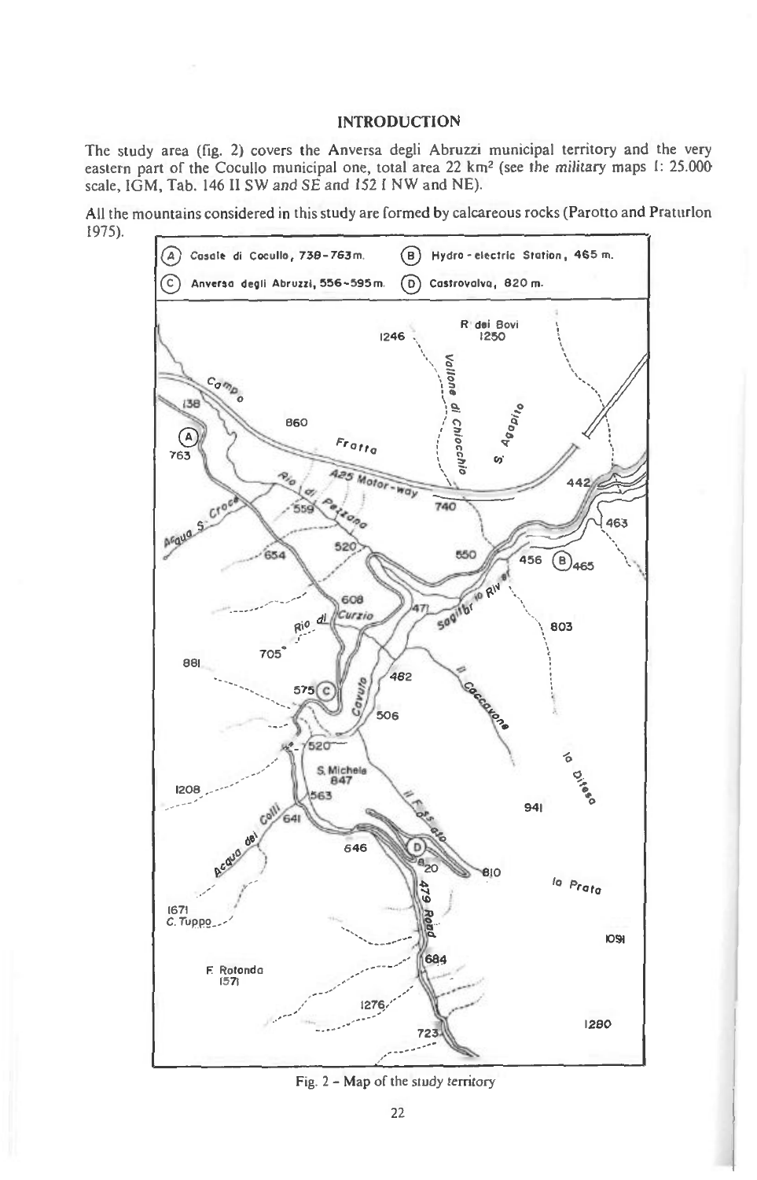## INTRODUCTION

The study area (fig. 2) covers the Anversa degli Abruzzi municipal territory and the very eastern part of the Cocullo municipal one, total area 22 km$^2$ (see the *military* maps 1: 25.000 scale, IGM, Tab. 146 II SW and SE and 152 I NW and NE).

All the mountains considered in this study are formed by calcareous rocks (Parotto and Praturlon 1975).

Fig. 2 – Map of the study territory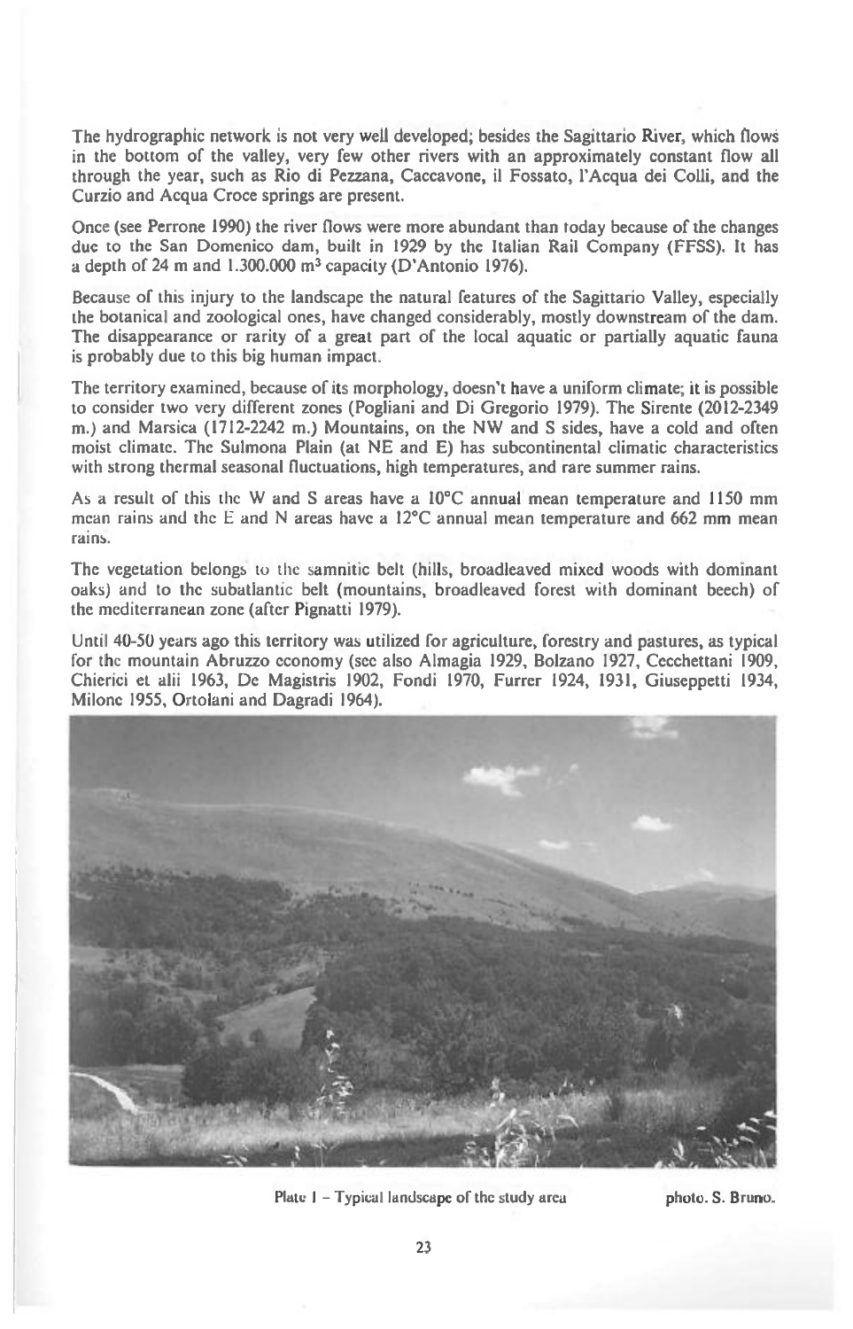The hydrographic network is not very well developed; besides the Sagittario River, which flows in the bottom of the valley, very few other rivers with an approximately constant flow all through the year, such as Rio di Pezzana, Caccavone, il Fossato, l'Acqua dei Colli, and the Curzio and Acqua Croce springs are present.

Once (see Perrone 1990) the river flows were more abundant than today because of the changes due to the San Domenico dam, built in 1929 by the Italian Rail Company (FFSS). It has a depth of 24 m and 1.300.000 m$^3$ capacity (D'Antonio 1976).

Because of this injury to the landscape the natural features of the Sagittario Valley, especially the botanical and zoological ones, have changed considerably, mostly downstream of the dam. The disappearance or rarity of a great part of the local aquatic or partially aquatic fauna is probably due to this big human impact.

The territory examined, because of its morphology, doesn't have a uniform climate; it is possible to consider two very different zones (Pogliani and Di Gregorio 1979). The Sirente (2012-2349 m.) and Marsica (1712-2242 m.) Mountains, on the NW and S sides, have a cold and often moist climate. The Sulmona Plain (at NE and E) has subcontinental climatic characteristics with strong thermal seasonal fluctuations, high temperatures, and rare summer rains.

As a result of this the W and S areas have a 10°C annual mean temperature and 1150 mm mean rains and the E and N areas have a 12°C annual mean temperature and 662 mm mean rains.

The vegetation belongs to the samnitic belt (hills, broadleaved mixed woods with dominant oaks) and to the subatlantic belt (mountains, broadleaved forest with dominant beech) of the mediterranean zone (after Pignatti 1979).

Until 40-50 years ago this territory was utilized for agriculture, forestry and pastures, as typical for the mountain Abruzzo economy (see also Almagia 1929, Bolzano 1927, Cecchettani 1909, Chierici et alii 1963, De Magistris 1902, Fondi 1970, Furrer 1924, 1931, Giuseppetti 1934, Milone 1955, Ortolani and Dagradi 1964).

Plate 1 – Typical landscape of the study area photo. S. Bruno.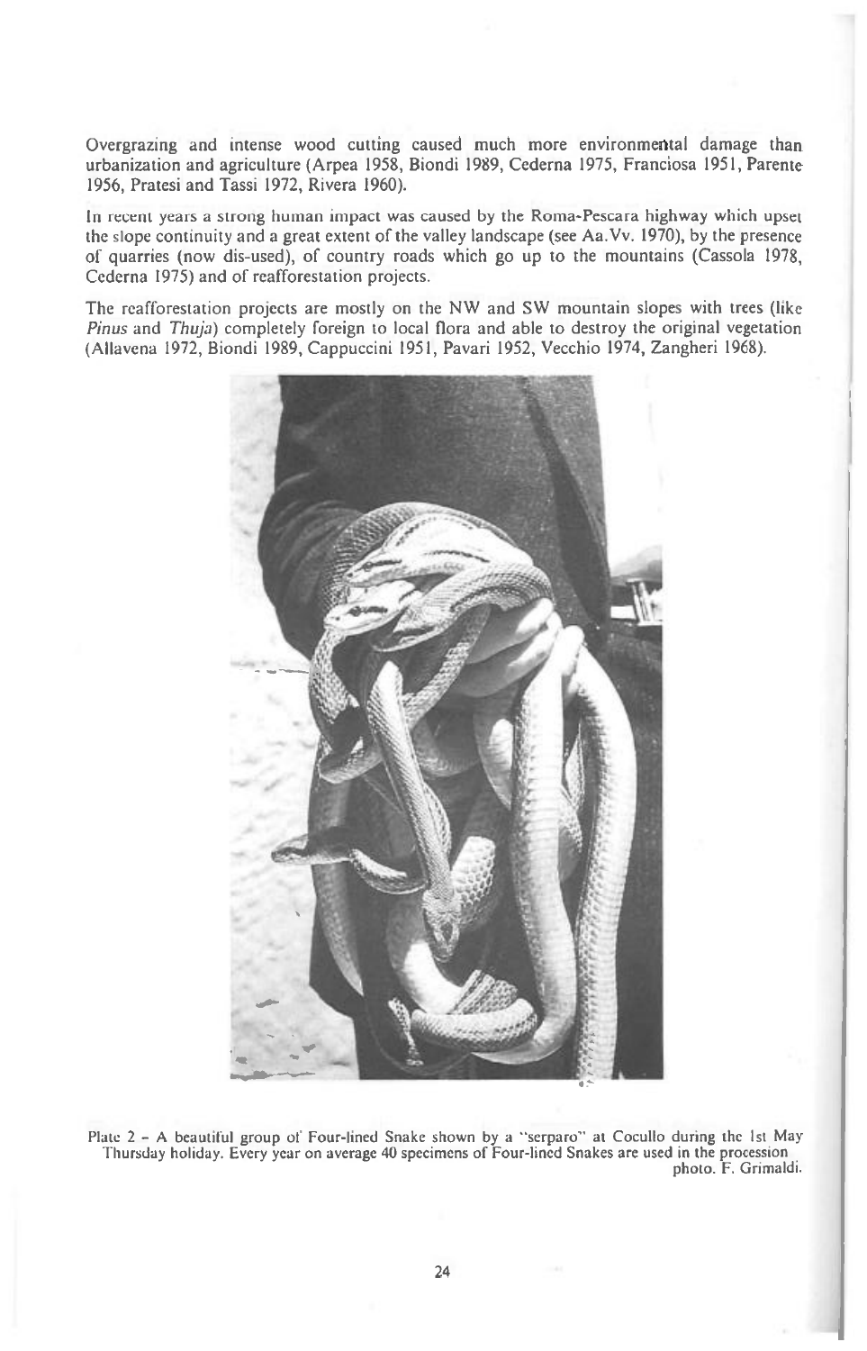Overgrazing and intense wood cutting caused much more environmental damage than urbanization and agriculture (Arpea 1958, Biondi 1989, Cederna 1975, Franciosa 1951, Parente 1956, Pratesi and Tassi 1972, Rivera 1960).

In recent years a strong human impact was caused by the Roma-Pescara highway which upset the slope continuity and a great extent of the valley landscape (see Aa.Vv. 1970), by the presence of quarries (now dis-used), of country roads which go up to the mountains (Cassola 1978, Cederna 1975) and of reafforestation projects.

The reafforestation projects are mostly on the NW and SW mountain slopes with trees (like *Pinus* and *Thuja*) completely foreign to local flora and able to destroy the original vegetation (Allavena 1972, Biondi 1989, Cappuccini 1951, Pavari 1952, Vecchio 1974, Zangheri 1968).

Plate 2 – A beautiful group of Four-lined Snake shown by a "serparo" at Cocullo during the 1st May Thursday holiday. Every year on average 40 specimens of Four-lined Snakes are used in the procession photo. F. Grimaldi.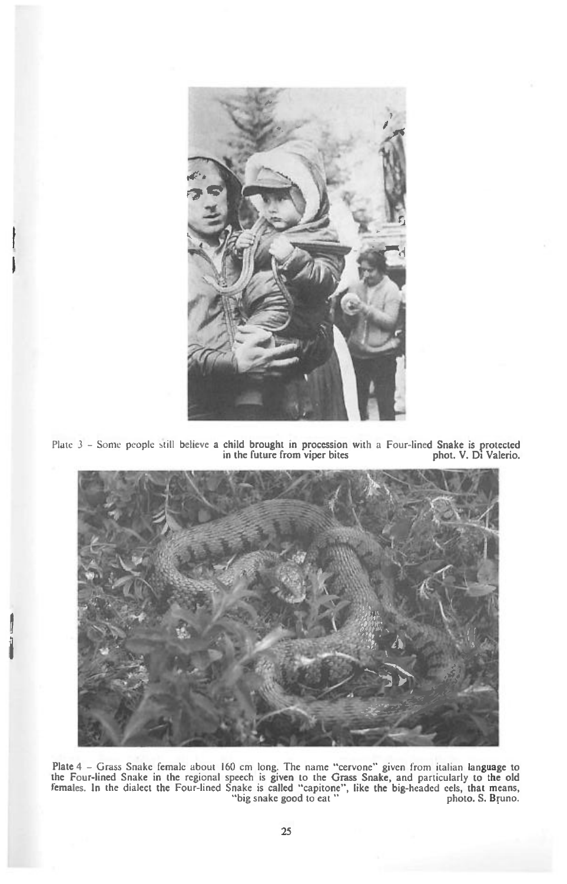Plate 3 – Some people still believe a child brought in procession with a Four-lined Snake is protected in the future from viper bites phot. V. Di Valerio.

Plate 4 – Grass Snake female about 160 cm long. The name "cervone" given from italian language to the Four-lined Snake in the regional speech is given to the Grass Snake, and particularly to the old females. In the dialect the Four-lined Snake is called "capitone", like the big-headed eels, that means, "big snake good to eat" photo. S. Bruno.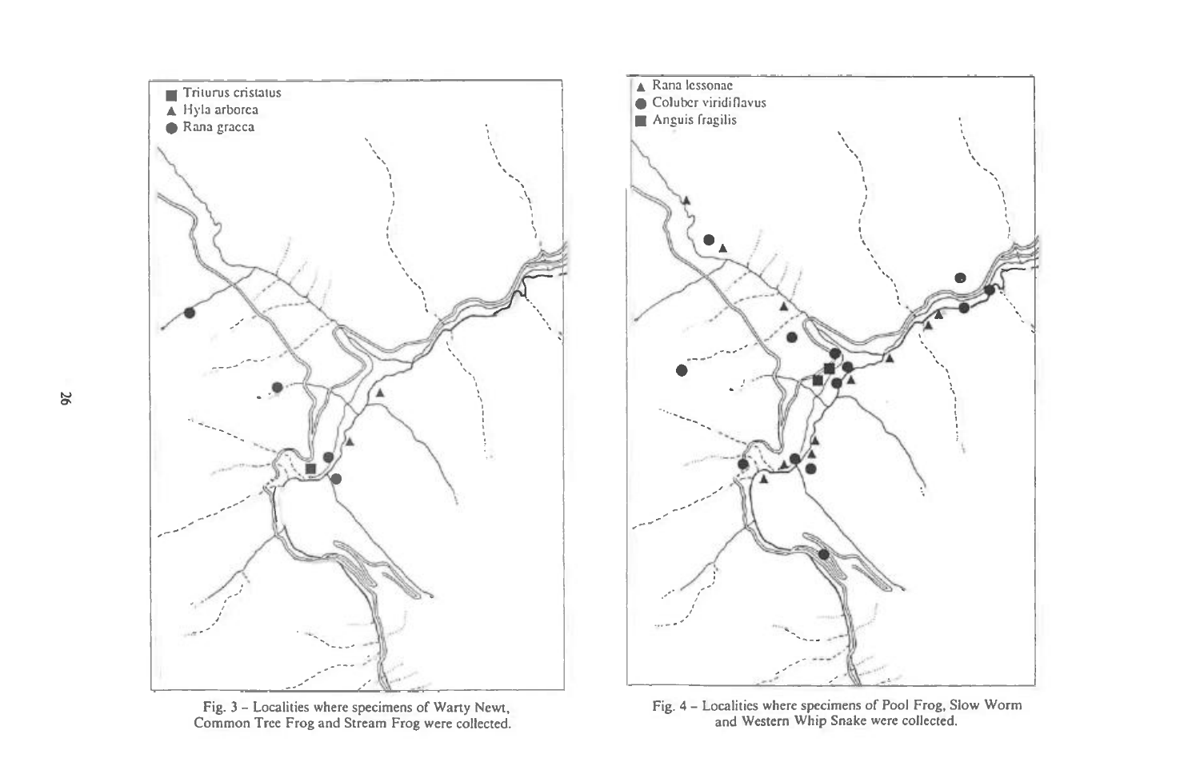■ Triturus cristatus
▲ Hyla arborea
● Rana graeca

Fig. 3 – Localities where specimens of Warty Newt, Common Tree Frog and Stream Frog were collected.

▲ Rana lessonae
● Coluber viridiflavus
■ Anguis fragilis

Fig. 4 – Localities where specimens of Pool Frog, Slow Worm and Western Whip Snake were collected.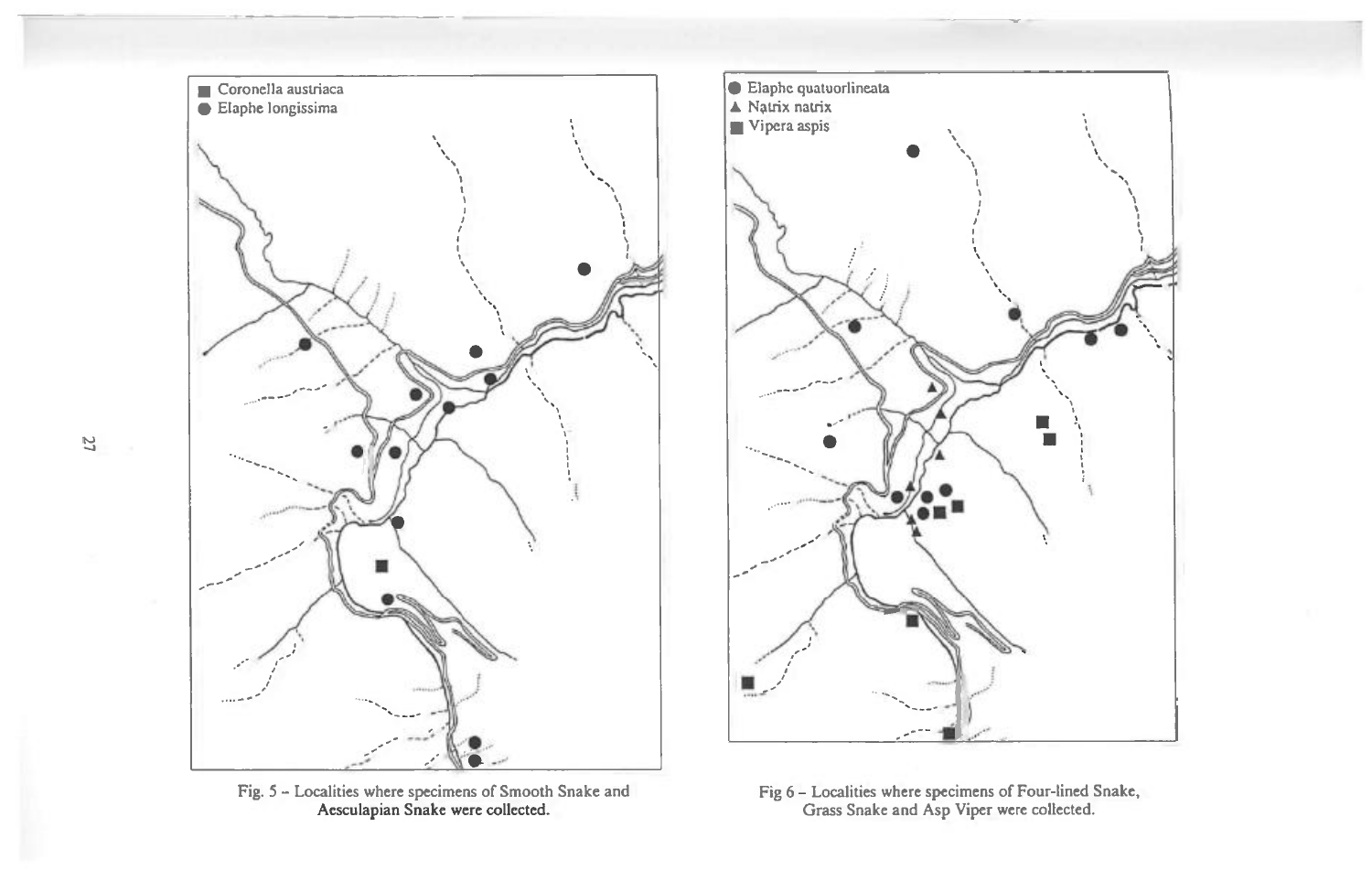■ Coronella austriaca
● Elaphe longissima

Fig. 5 – Localities where specimens of Smooth Snake and Aesculapian Snake were collected.

● Elaphe quatuorlineata
▲ Natrix natrix
■ Vipera aspis

Fig 6 – Localities where specimens of Four-lined Snake, Grass Snake and Asp Viper were collected.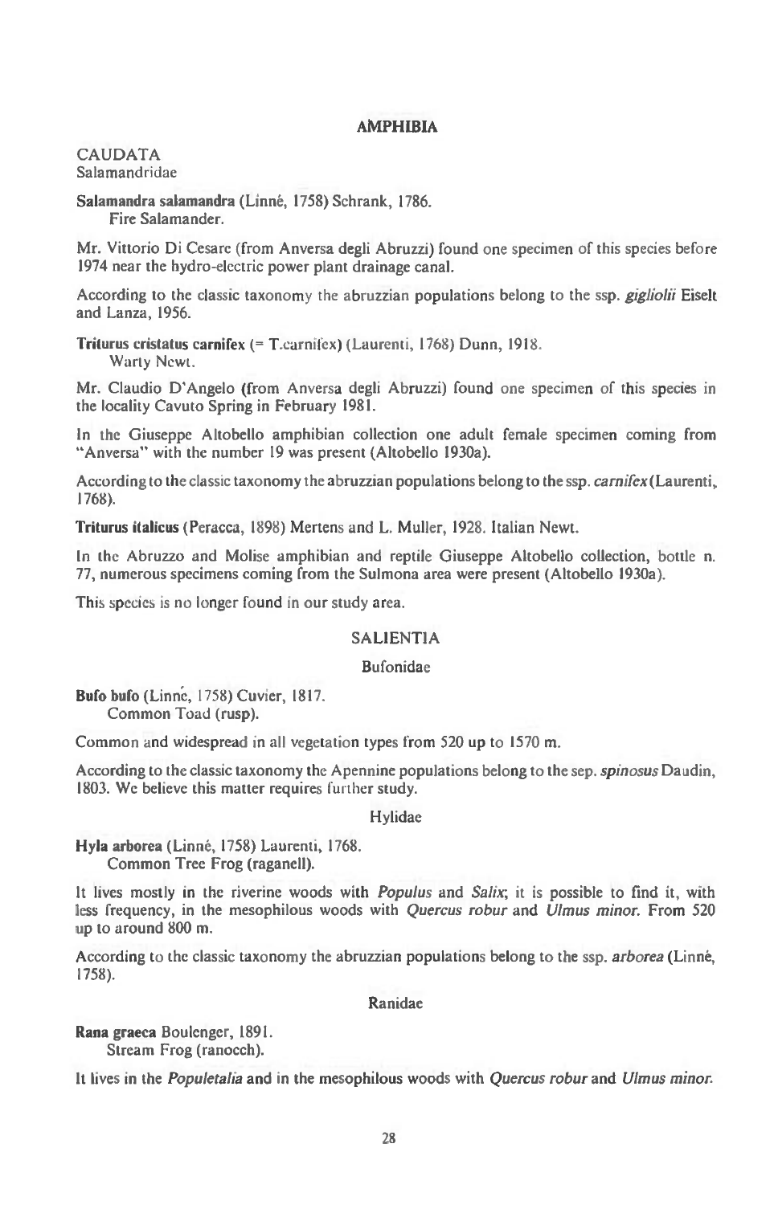# AMPHIBIA

## CAUDATA

### Salamandridae

**Salamandra salamandra** (Linné, 1758) Schrank, 1786.
Fire Salamander.

Mr. Vittorio Di Cesare (from Anversa degli Abruzzi) found one specimen of this species before 1974 near the hydro-electric power plant drainage canal.

According to the classic taxonomy the abruzzian populations belong to the ssp. *gigliolii* Eiselt and Lanza, 1956.

**Triturus cristatus carnifex** (= T.carnifex) (Laurenti, 1768) Dunn, 1918.
Warty Newt.

Mr. Claudio D'Angelo (from Anversa degli Abruzzi) found one specimen of this species in the locality Cavuto Spring in February 1981.

In the Giuseppe Altobello amphibian collection one adult female specimen coming from "Anversa" with the number 19 was present (Altobello 1930a).

According to the classic taxonomy the abruzzian populations belong to the ssp. *carnifex* (Laurenti, 1768).

**Triturus italicus** (Peracca, 1898) Mertens and L. Muller, 1928. Italian Newt.

In the Abruzzo and Molise amphibian and reptile Giuseppe Altobello collection, bottle n. 77, numerous specimens coming from the Sulmona area were present (Altobello 1930a).

This species is no longer found in our study area.

## SALIENTIA

### Bufonidae

**Bufo bufo** (Linnè, 1758) Cuvier, 1817.
Common Toad (rusp).

Common and widespread in all vegetation types from 520 up to 1570 m.

According to the classic taxonomy the Apennine populations belong to the sep. *spinosus* Daudin, 1803. We believe this matter requires further study.

### Hylidae

**Hyla arborea** (Linné, 1758) Laurenti, 1768.
Common Tree Frog (raganell).

It lives mostly in the riverine woods with *Populus* and *Salix*; it is possible to find it, with less frequency, in the mesophilous woods with *Quercus robur* and *Ulmus minor*. From 520 up to around 800 m.

According to the classic taxonomy the abruzzian populations belong to the ssp. *arborea* (Linné, 1758).

### Ranidae

**Rana graeca** Boulenger, 1891.
Stream Frog (ranocch).

It lives in the *Populetalia* and in the mesophilous woods with *Quercus robur* and *Ulmus minor*.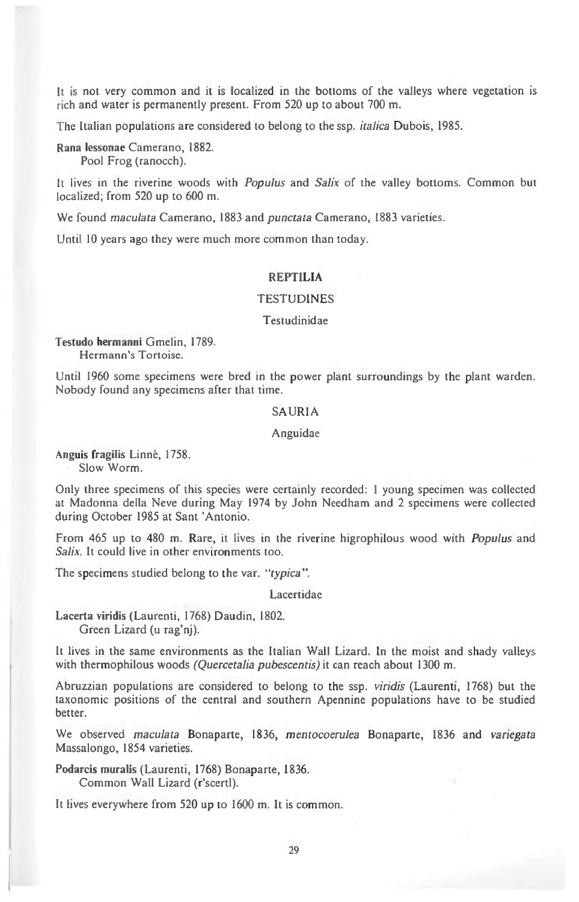It is not very common and it is localized in the bottoms of the valleys where vegetation is rich and water is permanently present. From 520 up to about 700 m.

The Italian populations are considered to belong to the ssp. *italica* Dubois, 1985.

**Rana lessonae** Camerano, 1882.
Pool Frog (ranocch).

It lives in the riverine woods with *Populus* and *Salix* of the valley bottoms. Common but localized; from 520 up to 600 m.

We found *maculata* Camerano, 1883 and *punctata* Camerano, 1883 varieties.

Until 10 years ago they were much more common than today.

## REPTILIA

### TESTUDINES

#### Testudinidae

**Testudo hermanni** Gmelin, 1789.
Hermann's Tortoise.

Until 1960 some specimens were bred in the power plant surroundings by the plant warden. Nobody found any specimens after that time.

### SAURIA

#### Anguidae

**Anguis fragilis** Linné, 1758.
Slow Worm.

Only three specimens of this species were certainly recorded: 1 young specimen was collected at Madonna della Neve during May 1974 by John Needham and 2 specimens were collected during October 1985 at Sant 'Antonio.

From 465 up to 480 m. Rare, it lives in the riverine higrophilous wood with *Populus* and *Salix*. It could live in other environments too.

The specimens studied belong to the var. *"typica"*.

#### Lacertidae

**Lacerta viridis** (Laurenti, 1768) Daudin, 1802.
Green Lizard (u rag'nj).

It lives in the same environments as the Italian Wall Lizard. In the moist and shady valleys with thermophilous woods *(Quercetalia pubescentis)* it can reach about 1300 m.

Abruzzian populations are considered to belong to the ssp. *viridis* (Laurenti, 1768) but the taxonomic positions of the central and southern Apennine populations have to be studied better.

We observed *maculata* Bonaparte, 1836, *mentocoerulea* Bonaparte, 1836 and *variegata* Massalongo, 1854 varieties.

**Podarcis muralis** (Laurenti, 1768) Bonaparte, 1836.
Common Wall Lizard (r'scertl).

It lives everywhere from 520 up to 1600 m. It is common.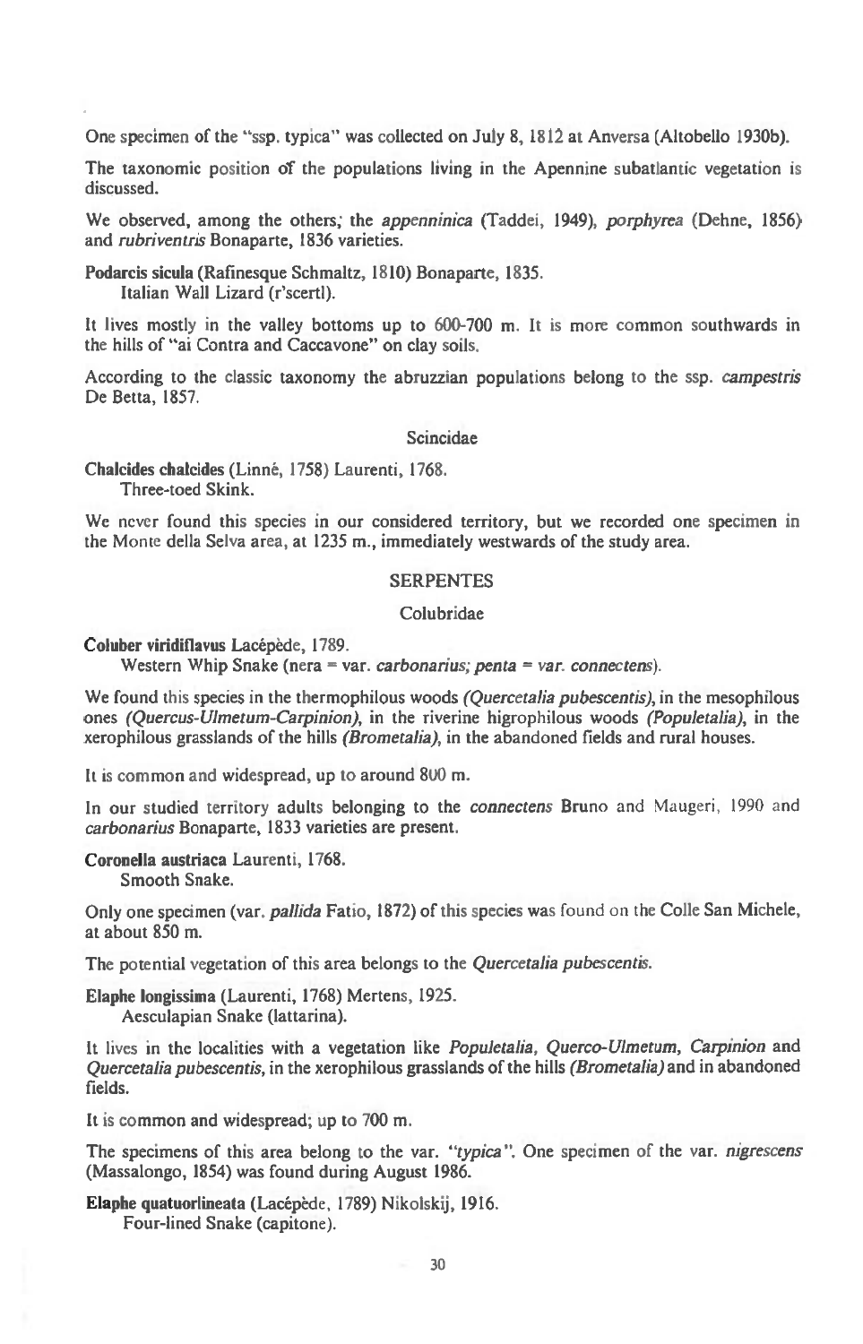One specimen of the "ssp. typica" was collected on July 8, 1812 at Anversa (Altobello 1930b).

The taxonomic position of the populations living in the Apennine subatlantic vegetation is discussed.

We observed, among the others, the *appenninica* (Taddei, 1949), *porphyrea* (Dehne, 1856) and *rubriventris* Bonaparte, 1836 varieties.

**Podarcis sicula** (Rafinesque Schmaltz, 1810) Bonaparte, 1835.
Italian Wall Lizard (r'scertl).

It lives mostly in the valley bottoms up to 600-700 m. It is more common southwards in the hills of "ai Contra and Caccavone" on clay soils.

According to the classic taxonomy the abruzzian populations belong to the ssp. *campestris* De Betta, 1857.

### Scincidae

**Chalcides chalcides** (Linné, 1758) Laurenti, 1768.
Three-toed Skink.

We never found this species in our considered territory, but we recorded one specimen in the Monte della Selva area, at 1235 m., immediately westwards of the study area.

## SERPENTES

### Colubridae

**Coluber viridiflavus** Lacépède, 1789.
Western Whip Snake (nera = var. *carbonarius*; *penta* = *var. connectens*).

We found this species in the thermophilous woods *(Quercetalia pubescentis)*, in the mesophilous ones *(Quercus-Ulmetum-Carpinion)*, in the riverine higrophilous woods *(Populetalia)*, in the xerophilous grasslands of the hills *(Brometalia)*, in the abandoned fields and rural houses.

It is common and widespread, up to around 800 m.

In our studied territory adults belonging to the *connectens* Bruno and Maugeri, 1990 and *carbonarius* Bonaparte, 1833 varieties are present.

**Coronella austriaca** Laurenti, 1768.
Smooth Snake.

Only one specimen (var. *pallida* Fatio, 1872) of this species was found on the Colle San Michele, at about 850 m.

The potential vegetation of this area belongs to the *Quercetalia pubescentis*.

**Elaphe longissima** (Laurenti, 1768) Mertens, 1925.
Aesculapian Snake (lattarina).

It lives in the localities with a vegetation like *Populetalia, Querco-Ulmetum, Carpinion* and *Quercetalia pubescentis*, in the xerophilous grasslands of the hills *(Brometalia)* and in abandoned fields.

It is common and widespread; up to 700 m.

The specimens of this area belong to the var. *"typica"*. One specimen of the var. *nigrescens* (Massalongo, 1854) was found during August 1986.

**Elaphe quatuorlineata** (Lacépède, 1789) Nikolskij, 1916.
Four-lined Snake (capitone).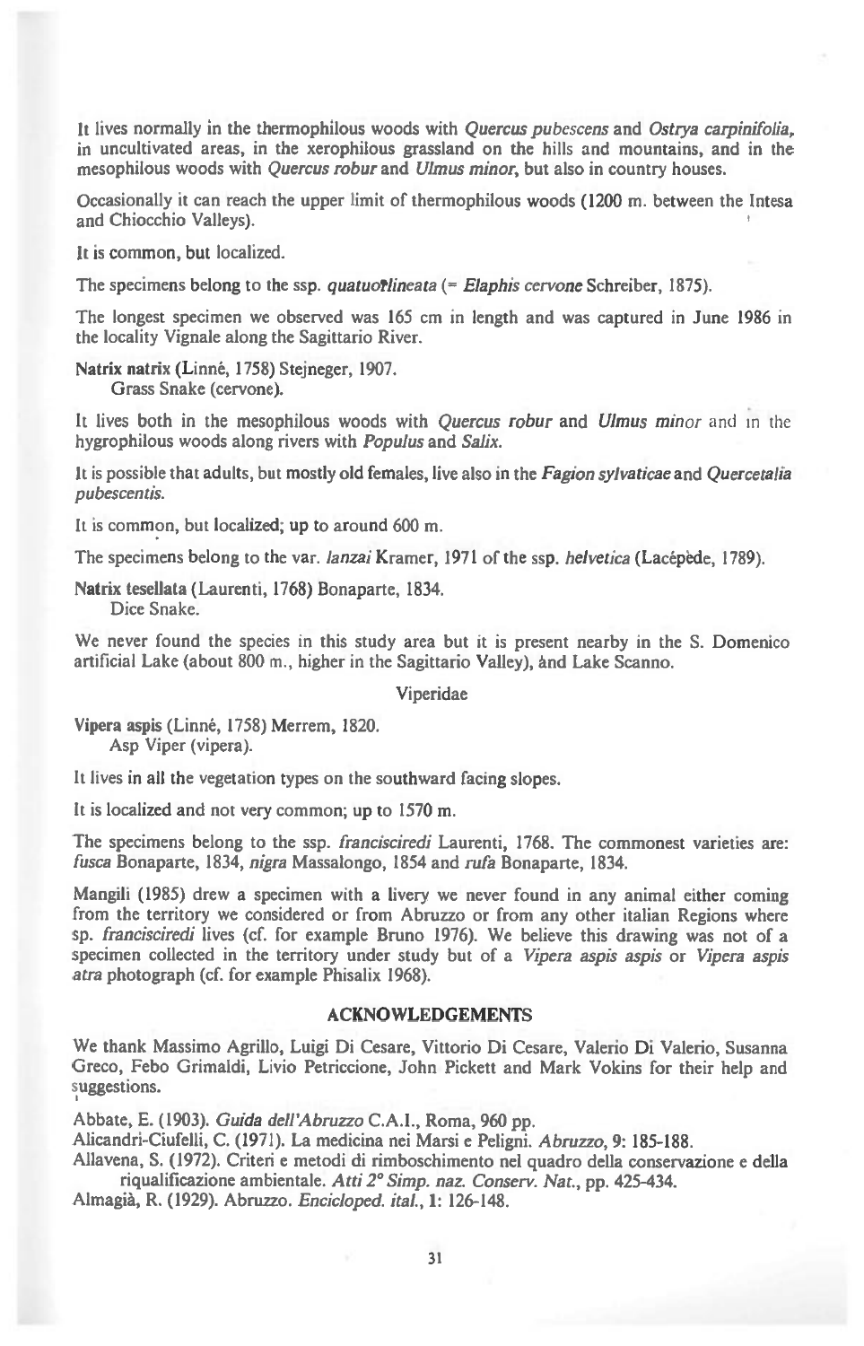It lives normally in the thermophilous woods with *Quercus pubescens* and *Ostrya carpinifolia*, in uncultivated areas, in the xerophilous grassland on the hills and mountains, and in the mesophilous woods with *Quercus robur* and *Ulmus minor*, but also in country houses.

Occasionally it can reach the upper limit of thermophilous woods (1200 m. between the Intesa and Chiocchio Valleys).

It is common, but localized.

The specimens belong to the ssp. *quatuorlineata* (= *Elaphis cervone* Schreiber, 1875).

The longest specimen we observed was 165 cm in length and was captured in June 1986 in the locality Vignale along the Sagittario River.

**Natrix natrix** (Linné, 1758) Stejneger, 1907.
Grass Snake (cervone).

It lives both in the mesophilous woods with *Quercus robur* and *Ulmus minor* and in the hygrophilous woods along rivers with *Populus* and *Salix*.

It is possible that adults, but mostly old females, live also in the *Fagion sylvaticae* and *Quercetalia pubescentis*.

It is common, but localized; up to around 600 m.

The specimens belong to the var. *lanzai* Kramer, 1971 of the ssp. *helvetica* (Lacépède, 1789).

**Natrix tesellata** (Laurenti, 1768) Bonaparte, 1834.
Dice Snake.

We never found the species in this study area but it is present nearby in the S. Domenico artificial Lake (about 800 m., higher in the Sagittario Valley), and Lake Scanno.

### Viperidae

**Vipera aspis** (Linné, 1758) Merrem, 1820.
Asp Viper (vipera).

It lives in all the vegetation types on the southward facing slopes.

It is localized and not very common; up to 1570 m.

The specimens belong to the ssp. *francisciredi* Laurenti, 1768. The commonest varieties are: *fusca* Bonaparte, 1834, *nigra* Massalongo, 1854 and *rufa* Bonaparte, 1834.

Mangili (1985) drew a specimen with a livery we never found in any animal either coming from the territory we considered or from Abruzzo or from any other italian Regions where sp. *francisciredi* lives (cf. for example Bruno 1976). We believe this drawing was not of a specimen collected in the territory under study but of a *Vipera aspis aspis* or *Vipera aspis atra* photograph (cf. for example Phisalix 1968).

## ACKNOWLEDGEMENTS

We thank Massimo Agrillo, Luigi Di Cesare, Vittorio Di Cesare, Valerio Di Valerio, Susanna Greco, Febo Grimaldi, Livio Petriccione, John Pickett and Mark Vokins for their help and suggestions.

Abbate, E. (1903). *Guida dell'Abruzzo* C.A.I., Roma, 960 pp.

Alicandri-Ciufelli, C. (1971). La medicina nei Marsi e Peligni. *Abruzzo*, 9: 185-188.

Allavena, S. (1972). Criteri e metodi di rimboschimento nel quadro della conservazione e della riqualificazione ambientale. *Atti 2° Simp. naz. Conserv. Nat.*, pp. 425-434.

Almagià, R. (1929). Abruzzo. *Encicloped. ital.*, 1: 126-148.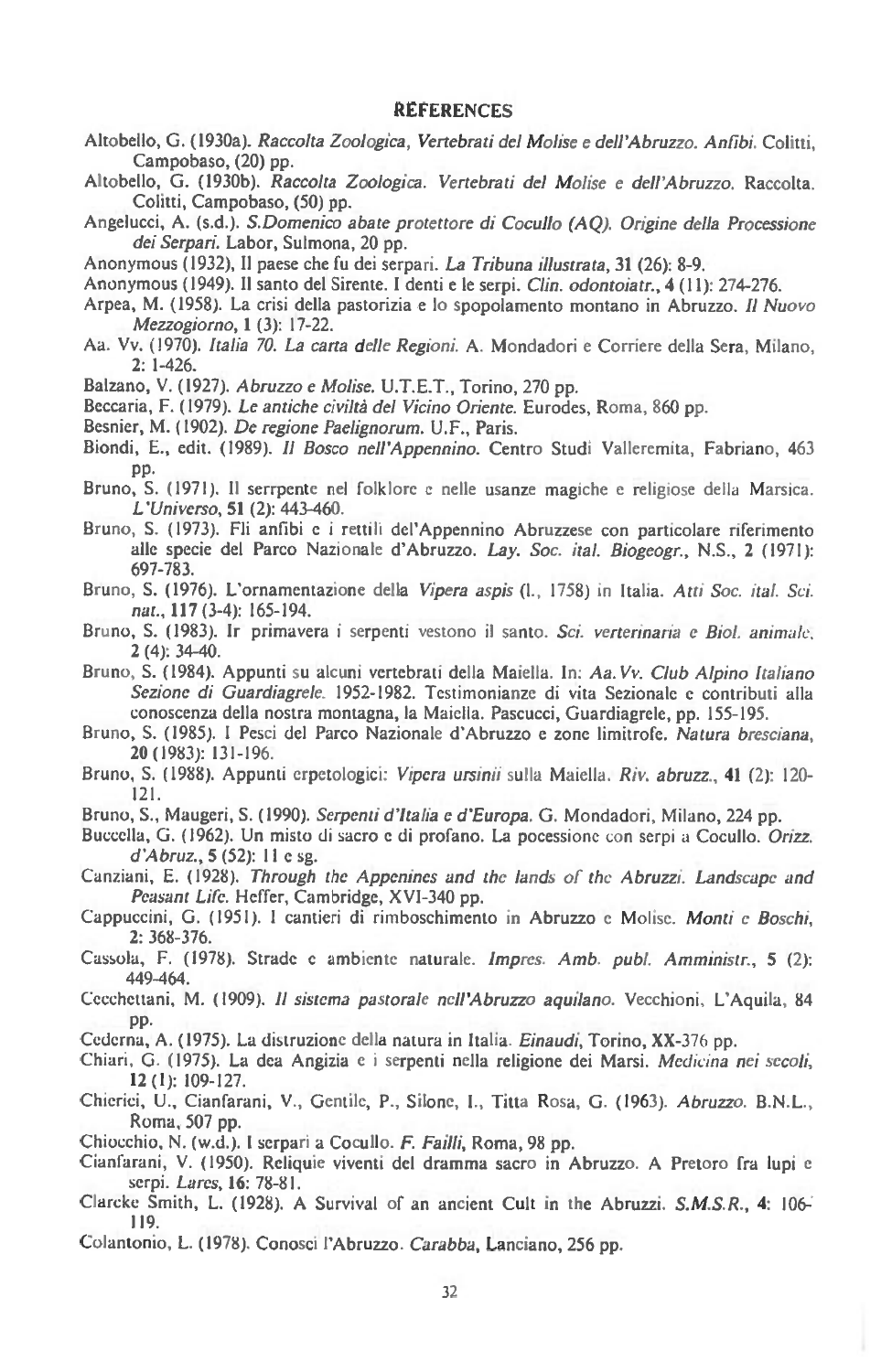## REFERENCES

Altobello, G. (1930a). *Raccolta Zoologica, Vertebrati del Molise e dell'Abruzzo. Anfibi.* Colitti, Campobaso, (20) pp.

Altobello, G. (1930b). *Raccolta Zoologica. Vertebrati del Molise e dell'Abruzzo.* Raccolta. Colitti, Campobaso, (50) pp.

Angelucci, A. (s.d.). *S.Domenico abate protettore di Cocullo (AQ). Origine della Processione dei Serpari.* Labor, Sulmona, 20 pp.

Anonymous (1932), Il paese che fu dei serpari. *La Tribuna illustrata*, **31** (26): 8-9.

Anonymous (1949). Il santo del Sirente. I denti e le serpi. *Clin. odontoiatr.*, **4** (11): 274-276.

Arpea, M. (1958). La crisi della pastorizia e lo spopolamento montano in Abruzzo. *Il Nuovo Mezzogiorno*, **1** (3): 17-22.

Aa. Vv. (1970). *Italia 70. La carta delle Regioni.* A. Mondadori e Corriere della Sera, Milano, **2**: 1-426.

Balzano, V. (1927). *Abruzzo e Molise.* U.T.E.T., Torino, 270 pp.

Beccaria, F. (1979). *Le antiche civiltà del Vicino Oriente.* Eurodes, Roma, 860 pp.

Besnier, M. (1902). *De regione Paelignorum.* U.F., Paris.

Biondi, E., edit. (1989). *Il Bosco nell'Appennino.* Centro Studi Valleremita, Fabriano, 463 pp.

Bruno, S. (1971). Il serrpente nel folklore e nelle usanze magiche e religiose della Marsica. *L'Universo*, **51** (2): 443-460.

Bruno, S. (1973). Fli anfibi e i rettili del'Appennino Abruzzese con particolare riferimento alle specie del Parco Nazionale d'Abruzzo. *Lay. Soc. ital. Biogeogr.*, N.S., **2** (1971): 697-783.

Bruno, S. (1976). L'ornamentazione della *Vipera aspis* (L., 1758) in Italia. *Atti Soc. ital. Sci. nat.*, **117** (3-4): 165-194.

Bruno, S. (1983). Ir primavera i serpenti vestono il santo. *Sci. verterinaria e Biol. animale*, **2** (4): 34-40.

Bruno, S. (1984). Appunti su alcuni vertebrati della Maiella. In: *Aa.Vv. Club Alpino Italiano Sezione di Guardiagrele.* 1952-1982. Testimonianze di vita Sezionale e contributi alla conoscenza della nostra montagna, la Maiella. Pascucci, Guardiagrele, pp. 155-195.

Bruno, S. (1985). I Pesci del Parco Nazionale d'Abruzzo e zone limitrofe. *Natura bresciana*, **20** (1983): 131-196.

Bruno, S. (1988). Appunti erpetologici: *Vipera ursinii* sulla Maiella. *Riv. abruzz.*, **41** (2): 120-121.

Bruno, S., Maugeri, S. (1990). *Serpenti d'Italia e d'Europa.* G. Mondadori, Milano, 224 pp.

Buccella, G. (1962). Un misto di sacro e di profano. La pocessione con serpi a Cocullo. *Orizz. d'Abruz.*, **5** (52): 11 e sg.

Canziani, E. (1928). *Through the Appenines and the lands of the Abruzzi. Landscape and Peasant Life.* Heffer, Cambridge, XVI-340 pp.

Cappuccini, G. (1951). I cantieri di rimboschimento in Abruzzo e Molise. *Monti e Boschi*, **2**: 368-376.

Cassola, F. (1978). Strade e ambiente naturale. *Impres. Amb. publ. Amministr.*, **5** (2): 449-464.

Cecchettani, M. (1909). *Il sistema pastorale nell'Abruzzo aquilano.* Vecchioni, L'Aquila, 84 pp.

Cederna, A. (1975). La distruzione della natura in Italia. *Einaudi*, Torino, **XX**-376 pp.

Chiari, G. (1975). La dea Angizia e i serpenti nella religione dei Marsi. *Medicina nei secoli*, **12** (1): 109-127.

Chierici, U., Cianfarani, V., Gentile, P., Silone, I., Titta Rosa, G. (1963). *Abruzzo.* B.N.L., Roma, 507 pp.

Chiocchio, N. (w.d.). I serpari a Cocullo. *F. Failli*, Roma, 98 pp.

Cianfarani, V. (1950). Reliquie viventi del dramma sacro in Abruzzo. A Pretoro fra lupi e serpi. *Lares*, **16**: 78-81.

Clarcke Smith, L. (1928). A Survival of an ancient Cult in the Abruzzi. *S.M.S.R.*, **4**: 106-119.

Colantonio, L. (1978). Conosci l'Abruzzo. *Carabba*, Lanciano, 256 pp.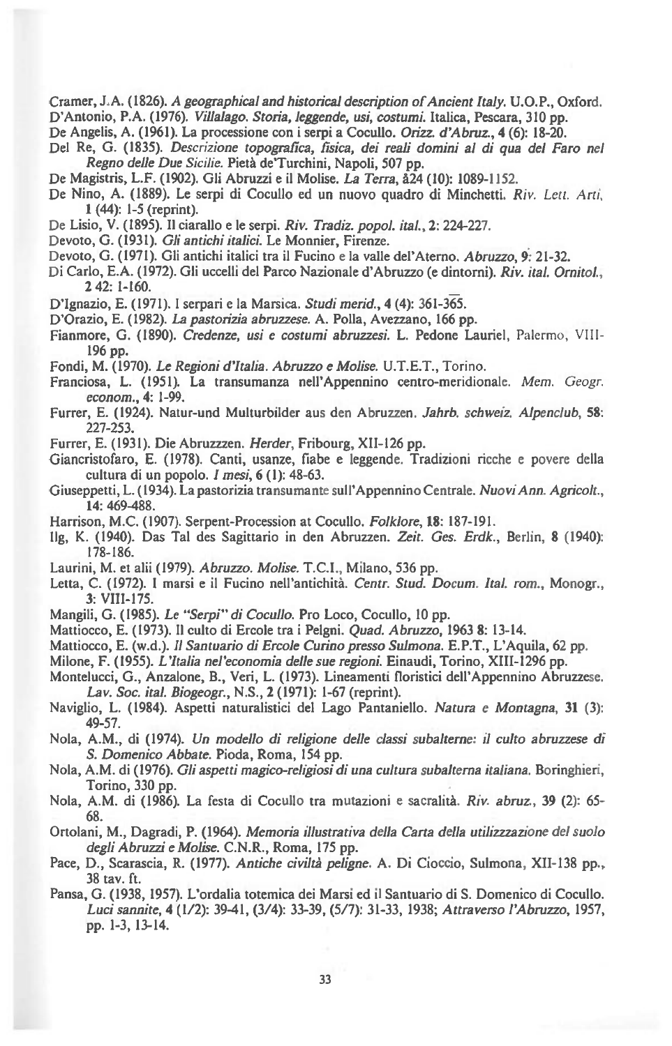Cramer, J.A. (1826). *A geographical and historical description of Ancient Italy.* U.O.P., Oxford.

D'Antonio, P.A. (1976). *Villalago. Storia, leggende, usi, costumi.* Italica, Pescara, 310 pp.

De Angelis, A. (1961). La processione con i serpi a Cocullo. *Orizz. d'Abruz.*, **4** (6): 18-20.

Del Re, G. (1835). *Descrizione topografica, fisica, dei reali domini al di qua del Faro nel Regno delle Due Sicilie.* Pietà de'Turchini, Napoli, 507 pp.

De Magistris, L.F. (1902). Gli Abruzzi e il Molise. *La Terra*, **à24** (10): 1089-1152.

De Nino, A. (1889). Le serpi di Cocullo ed un nuovo quadro di Minchetti. *Riv. Lett. Arti*, **1** (44): 1-5 (reprint).

De Lisio, V. (1895). Il ciarallo e le serpi. *Riv. Tradiz. popol. ital.*, **2**: 224-227.

Devoto, G. (1931). *Gli antichi italici.* Le Monnier, Firenze.

Devoto, G. (1971). Gli antichi italici tra il Fucino e la valle del'Aterno. *Abruzzo*, **9**: 21-32.

Di Carlo, E.A. (1972). Gli uccelli del Parco Nazionale d'Abruzzo (e dintorni). *Riv. ital. Ornitol.*, **2 42**: 1-160.

D'Ignazio, E. (1971). I serpari e la Marsica. *Studi merid.*, **4** (4): 361-365.

D'Orazio, E. (1982). *La pastorizia abruzzese.* A. Polla, Avezzano, 166 pp.

Fianmore, G. (1890). *Credenze, usi e costumi abruzzesi.* L. Pedone Lauriel, Palermo, VIII-196 pp.

Fondi, M. (1970). *Le Regioni d'Italia. Abruzzo e Molise.* U.T.E.T., Torino.

Franciosa, L. (1951). La transumanza nell'Appennino centro-meridionale. *Mem. Geogr. econom.*, **4**: 1-99.

Furrer, E. (1924). Natur-und Multurbilder aus den Abruzzen. *Jahrb. schweiz. Alpenclub*, **58**: 227-253.

Furrer, E. (1931). Die Abruzzzen. *Herder*, Fribourg, XII-126 pp.

Giancristofaro, E. (1978). Canti, usanze, fiabe e leggende. Tradizioni ricche e povere della cultura di un popolo. *I mesi*, **6** (1): 48-63.

Giuseppetti, L. (1934). La pastorizia transumante sull'Appennino Centrale. *Nuovi Ann. Agricolt.*, **14**: 469-488.

Harrison, M.C. (1907). Serpent-Procession at Cocullo. *Folklore*, **18**: 187-191.

Ilg, K. (1940). Das Tal des Sagittario in den Abruzzen. *Zeit. Ges. Erdk.*, Berlin, **8** (1940): 178-186.

Laurini, M. et alii (1979). *Abruzzo. Molise.* T.C.I., Milano, 536 pp.

Letta, C. (1972). I marsi e il Fucino nell'antichità. *Centr. Stud. Docum. Ital. rom.*, Monogr., **3**: VIII-175.

Mangili, G. (1985). *Le "Serpi" di Cocullo.* Pro Loco, Cocullo, 10 pp.

Mattiocco, E. (1973). Il culto di Ercole tra i Pelgni. *Quad. Abruzzo*, 1963 **8**: 13-14.

Mattiocco, E. (w.d.). *Il Santuario di Ercole Curino presso Sulmona.* E.P.T., L'Aquila, 62 pp.

Milone, F. (1955). *L'Italia nel'economia delle sue regioni.* Einaudi, Torino, XIII-1296 pp.

Montelucci, G., Anzalone, B., Veri, L. (1973). Lineamenti floristici dell'Appennino Abruzzese. *Lav. Soc. ital. Biogeogr.*, N.S., **2** (1971): 1-67 (reprint).

Naviglio, L. (1984). Aspetti naturalistici del Lago Pantaniello. *Natura e Montagna*, **31** (3): 49-57.

Nola, A.M., di (1974). *Un modello di religione delle classi subalterne: il culto abruzzese di S. Domenico Abbate.* Pioda, Roma, 154 pp.

Nola, A.M. di (1976). *Gli aspetti magico-religiosi di una cultura subalterna italiana.* Boringhieri, Torino, 330 pp.

Nola, A.M. di (1986). La festa di Cocullo tra mutazioni e sacralità. *Riv. abruz.*, **39** (2): 65-68.

Ortolani, M., Dagradi, P. (1964). *Memoria illustrativa della Carta della utilizzzazione del suolo degli Abruzzi e Molise.* C.N.R., Roma, 175 pp.

Pace, D., Scarascia, R. (1977). *Antiche civiltà peligne.* A. Di Cioccio, Sulmona, XII-138 pp., 38 tav. ft.

Pansa, G. (1938, 1957). L'ordalia totemica dei Marsi ed il Santuario di S. Domenico di Cocullo. *Luci sannite*, **4** (1/2): 39-41, (3/4): 33-39, (5/7): 31-33, 1938; *Attraverso l'Abruzzo*, 1957, pp. 1-3, 13-14.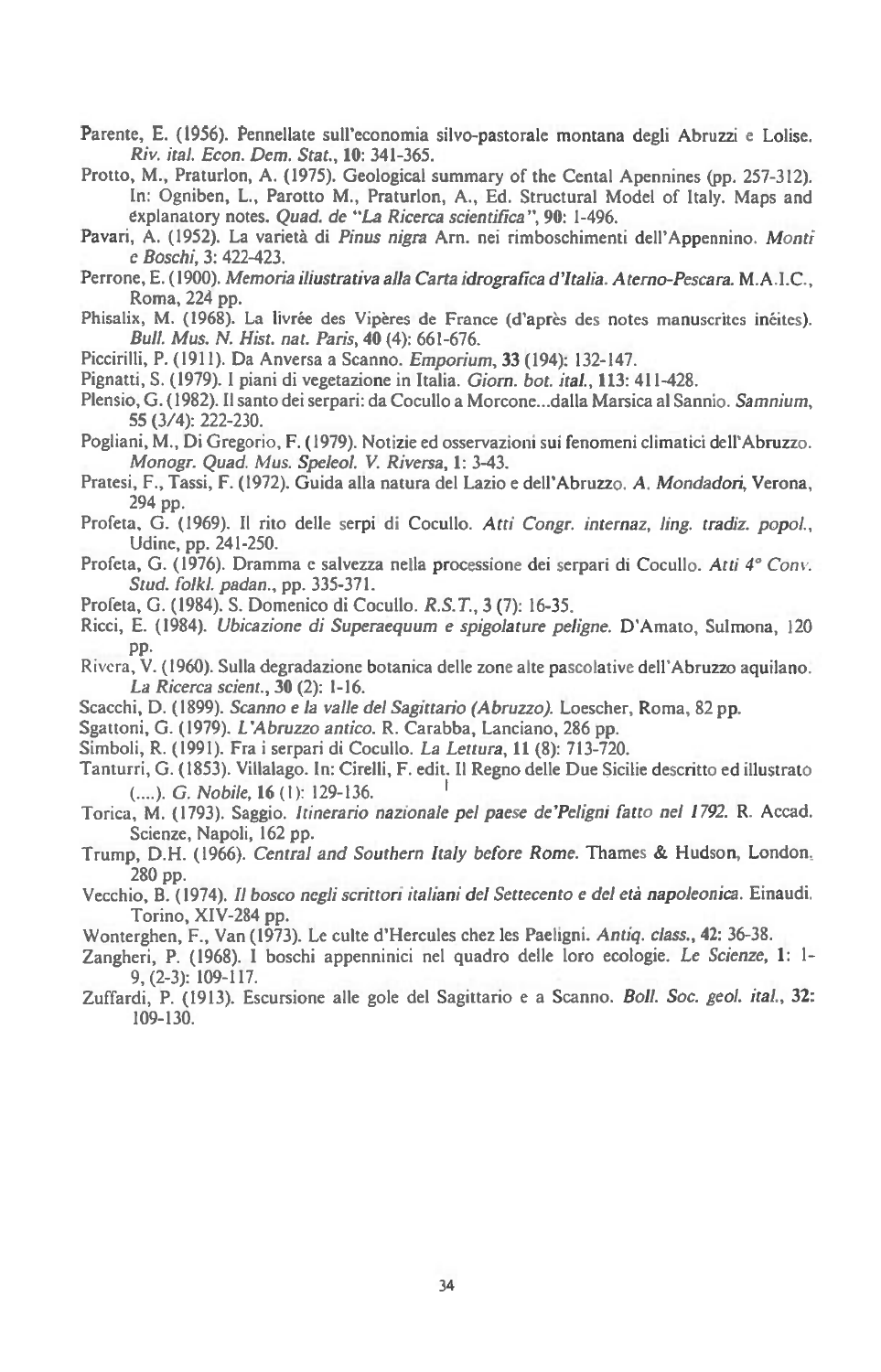Parente, E. (1956). Pennellate sull'economia silvo-pastorale montana degli Abruzzi e Lolise. *Riv. ital. Econ. Dem. Stat.*, **10**: 341-365.

Protto, M., Praturlon, A. (1975). Geological summary of the Cental Apennines (pp. 257-312). In: Ogniben, L., Parotto M., Praturlon, A., Ed. Structural Model of Italy. Maps and explanatory notes. *Quad. de "La Ricerca scientifica"*, **90**: 1-496.

Pavari, A. (1952). La varietà di *Pinus nigra* Arn. nei rimboschimenti dell'Appennino. *Monti e Boschi*, 3: 422-423.

Perrone, E. (1900). *Memoria illustrativa alla Carta idrografica d'Italia. Aterno-Pescara.* M.A.I.C., Roma, 224 pp.

Phisalix, M. (1968). La livrée des Vipères de France (d'après des notes manuscrites inéites). *Bull. Mus. N. Hist. nat. Paris*, **40** (4): 661-676.

Piccirilli, P. (1911). Da Anversa a Scanno. *Emporium*, **33** (194): 132-147.

Pignatti, S. (1979). I piani di vegetazione in Italia. *Giorn. bot. ital.*, **113**: 411-428.

Plensio, G. (1982). Il santo dei serpari: da Cocullo a Morcone...dalla Marsica al Sannio. *Samnium*, **55** (3/4): 222-230.

Pogliani, M., Di Gregorio, F. (1979). Notizie ed osservazioni sui fenomeni climatici dell'Abruzzo. *Monogr. Quad. Mus. Speleol. V. Riversa*, **1**: 3-43.

Pratesi, F., Tassi, F. (1972). Guida alla natura del Lazio e dell'Abruzzo. *A. Mondadori*, Verona, 294 pp.

Profeta, G. (1969). Il rito delle serpi di Cocullo. *Atti Congr. internaz, ling. tradiz. popol.*, Udine, pp. 241-250.

Profeta, G. (1976). Dramma e salvezza nella processione dei serpari di Cocullo. *Atti 4° Conv. Stud. folkl. padan.*, pp. 335-371.

Profeta, G. (1984). S. Domenico di Cocullo. *R.S.T.*, **3** (7): 16-35.

Ricci, E. (1984). *Ubicazione di Superaequum e spigolature peligne.* D'Amato, Sulmona, 120 pp.

Rivera, V. (1960). Sulla degradazione botanica delle zone alte pascolative dell'Abruzzo aquilano. *La Ricerca scient.*, **30** (2): 1-16.

Scacchi, D. (1899). *Scanno e la valle del Sagittario (Abruzzo).* Loescher, Roma, 82 pp.

Sgattoni, G. (1979). *L'Abruzzo antico.* R. Carabba, Lanciano, 286 pp.

Simboli, R. (1991). Fra i serpari di Cocullo. *La Lettura*, **11** (8): 713-720.

Tanturri, G. (1853). Villalago. In: Cirelli, F. edit. Il Regno delle Due Sicilie descritto ed illustrato (....). *G. Nobile*, **16** (1): 129-136.

Torica, M. (1793). Saggio. *Itinerario nazionale pel paese de'Peligni fatto nel 1792.* R. Accad. Scienze, Napoli, 162 pp.

Trump, D.H. (1966). *Central and Southern Italy before Rome.* Thames & Hudson, London, 280 pp.

Vecchio, B. (1974). *Il bosco negli scrittori italiani del Settecento e del età napoleonica.* Einaudi, Torino, XIV-284 pp.

Wonterghen, F., Van (1973). Le culte d'Hercules chez les Paeligni. *Antiq. class.*, **42**: 36-38.

Zangheri, P. (1968). I boschi appenninici nel quadro delle loro ecologie. *Le Scienze*, **1**: 1-9, (2-3): 109-117.

Zuffardi, P. (1913). Escursione alle gole del Sagittario e a Scanno. *Boll. Soc. geol. ital.*, **32**: 109-130.